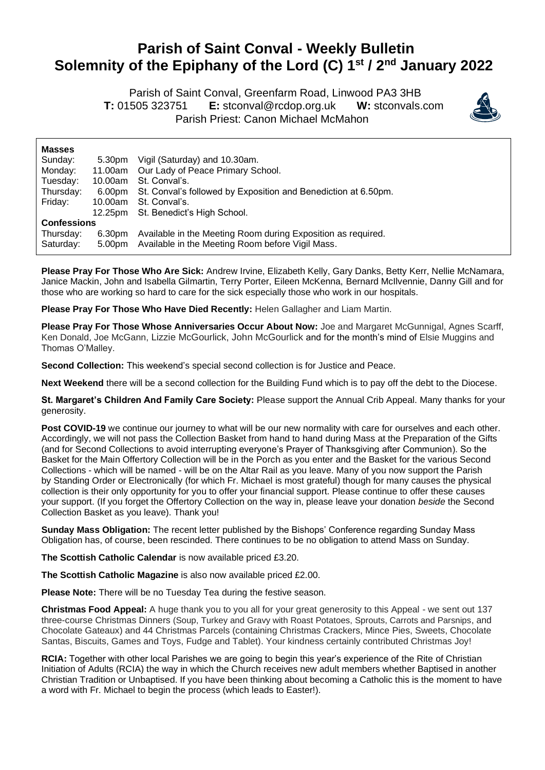# Parish of Saint Conval - Weekly Bulletin
# Solemnity of the Epiphany of the Lord (C) 1st / 2nd January 2022

Parish of Saint Conval, Greenfarm Road, Linwood PA3 3HB
**T:** 01505 323751 **E:** stconval@rcdop.org.uk **W:** stconvals.com
Parish Priest: Canon Michael McMahon

| **Masses** | | |
|---|---|---|
| Sunday: | 5.30pm | Vigil (Saturday) and 10.30am. |
| Monday: | 11.00am | Our Lady of Peace Primary School. |
| Tuesday: | 10.00am | St. Conval's. |
| Thursday: | 6.00pm | St. Conval's followed by Exposition and Benediction at 6.50pm. |
| Friday: | 10.00am | St. Conval's. |
| | 12.25pm | St. Benedict's High School. |
| **Confessions** | | |
| Thursday: | 6.30pm | Available in the Meeting Room during Exposition as required. |
| Saturday: | 5.00pm | Available in the Meeting Room before Vigil Mass. |

**Please Pray For Those Who Are Sick:** Andrew Irvine, Elizabeth Kelly, Gary Danks, Betty Kerr, Nellie McNamara, Janice Mackin, John and Isabella Gilmartin, Terry Porter, Eileen McKenna, Bernard McIlvennie, Danny Gill and for those who are working so hard to care for the sick especially those who work in our hospitals.

**Please Pray For Those Who Have Died Recently:** Helen Gallagher and Liam Martin.

**Please Pray For Those Whose Anniversaries Occur About Now:** Joe and Margaret McGunnigal, Agnes Scarff, Ken Donald, Joe McGann, Lizzie McGourlick, John McGourlick and for the month's mind of Elsie Muggins and Thomas O'Malley.

**Second Collection:** This weekend's special second collection is for Justice and Peace.

**Next Weekend** there will be a second collection for the Building Fund which is to pay off the debt to the Diocese.

**St. Margaret's Children And Family Care Society:** Please support the Annual Crib Appeal. Many thanks for your generosity.

**Post COVID-19** we continue our journey to what will be our new normality with care for ourselves and each other. Accordingly, we will not pass the Collection Basket from hand to hand during Mass at the Preparation of the Gifts (and for Second Collections to avoid interrupting everyone's Prayer of Thanksgiving after Communion). So the Basket for the Main Offertory Collection will be in the Porch as you enter and the Basket for the various Second Collections - which will be named - will be on the Altar Rail as you leave. Many of you now support the Parish by Standing Order or Electronically (for which Fr. Michael is most grateful) though for many causes the physical collection is their only opportunity for you to offer your financial support. Please continue to offer these causes your support. (If you forget the Offertory Collection on the way in, please leave your donation *beside* the Second Collection Basket as you leave). Thank you!

**Sunday Mass Obligation:** The recent letter published by the Bishops' Conference regarding Sunday Mass Obligation has, of course, been rescinded. There continues to be no obligation to attend Mass on Sunday.

**The Scottish Catholic Calendar** is now available priced £3.20.

**The Scottish Catholic Magazine** is also now available priced £2.00.

**Please Note:** There will be no Tuesday Tea during the festive season.

**Christmas Food Appeal:** A huge thank you to you all for your great generosity to this Appeal - we sent out 137 three-course Christmas Dinners (Soup, Turkey and Gravy with Roast Potatoes, Sprouts, Carrots and Parsnips, and Chocolate Gateaux) and 44 Christmas Parcels (containing Christmas Crackers, Mince Pies, Sweets, Chocolate Santas, Biscuits, Games and Toys, Fudge and Tablet). Your kindness certainly contributed Christmas Joy!

**RCIA:** Together with other local Parishes we are going to begin this year's experience of the Rite of Christian Initiation of Adults (RCIA) the way in which the Church receives new adult members whether Baptised in another Christian Tradition or Unbaptised. If you have been thinking about becoming a Catholic this is the moment to have a word with Fr. Michael to begin the process (which leads to Easter!).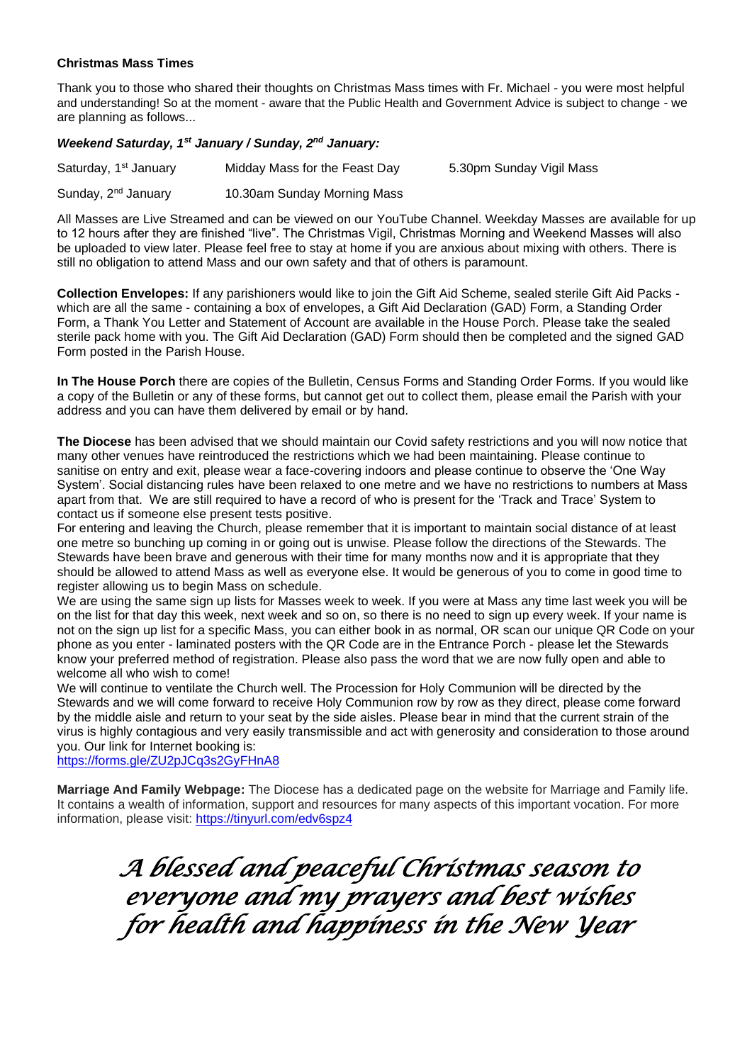**Christmas Mass Times**

Thank you to those who shared their thoughts on Christmas Mass times with Fr. Michael - you were most helpful and understanding! So at the moment - aware that the Public Health and Government Advice is subject to change - we are planning as follows...

***Weekend Saturday, 1st January / Sunday, 2nd January:***

| | | |
|---|---|---|
| Saturday, 1st January | Midday Mass for the Feast Day | 5.30pm Sunday Vigil Mass |
| Sunday, 2nd January | 10.30am Sunday Morning Mass | |

All Masses are Live Streamed and can be viewed on our YouTube Channel. Weekday Masses are available for up to 12 hours after they are finished "live". The Christmas Vigil, Christmas Morning and Weekend Masses will also be uploaded to view later. Please feel free to stay at home if you are anxious about mixing with others. There is still no obligation to attend Mass and our own safety and that of others is paramount.

**Collection Envelopes:** If any parishioners would like to join the Gift Aid Scheme, sealed sterile Gift Aid Packs - which are all the same - containing a box of envelopes, a Gift Aid Declaration (GAD) Form, a Standing Order Form, a Thank You Letter and Statement of Account are available in the House Porch. Please take the sealed sterile pack home with you. The Gift Aid Declaration (GAD) Form should then be completed and the signed GAD Form posted in the Parish House.

**In The House Porch** there are copies of the Bulletin, Census Forms and Standing Order Forms. If you would like a copy of the Bulletin or any of these forms, but cannot get out to collect them, please email the Parish with your address and you can have them delivered by email or by hand.

**The Diocese** has been advised that we should maintain our Covid safety restrictions and you will now notice that many other venues have reintroduced the restrictions which we had been maintaining. Please continue to sanitise on entry and exit, please wear a face-covering indoors and please continue to observe the 'One Way System'. Social distancing rules have been relaxed to one metre and we have no restrictions to numbers at Mass apart from that. We are still required to have a record of who is present for the 'Track and Trace' System to contact us if someone else present tests positive.

For entering and leaving the Church, please remember that it is important to maintain social distance of at least one metre so bunching up coming in or going out is unwise. Please follow the directions of the Stewards. The Stewards have been brave and generous with their time for many months now and it is appropriate that they should be allowed to attend Mass as well as everyone else. It would be generous of you to come in good time to register allowing us to begin Mass on schedule.

We are using the same sign up lists for Masses week to week. If you were at Mass any time last week you will be on the list for that day this week, next week and so on, so there is no need to sign up every week. If your name is not on the sign up list for a specific Mass, you can either book in as normal, OR scan our unique QR Code on your phone as you enter - laminated posters with the QR Code are in the Entrance Porch - please let the Stewards know your preferred method of registration. Please also pass the word that we are now fully open and able to welcome all who wish to come!

We will continue to ventilate the Church well. The Procession for Holy Communion will be directed by the Stewards and we will come forward to receive Holy Communion row by row as they direct, please come forward by the middle aisle and return to your seat by the side aisles. Please bear in mind that the current strain of the virus is highly contagious and very easily transmissible and act with generosity and consideration to those around you. Our link for Internet booking is:

https://forms.gle/ZU2pJCq3s2GyFHnA8

**Marriage And Family Webpage:** The Diocese has a dedicated page on the website for Marriage and Family life. It contains a wealth of information, support and resources for many aspects of this important vocation. For more information, please visit: https://tinyurl.com/edv6spz4

*A blessed and peaceful Christmas season to everyone and my prayers and best wishes for health and happiness in the New Year*